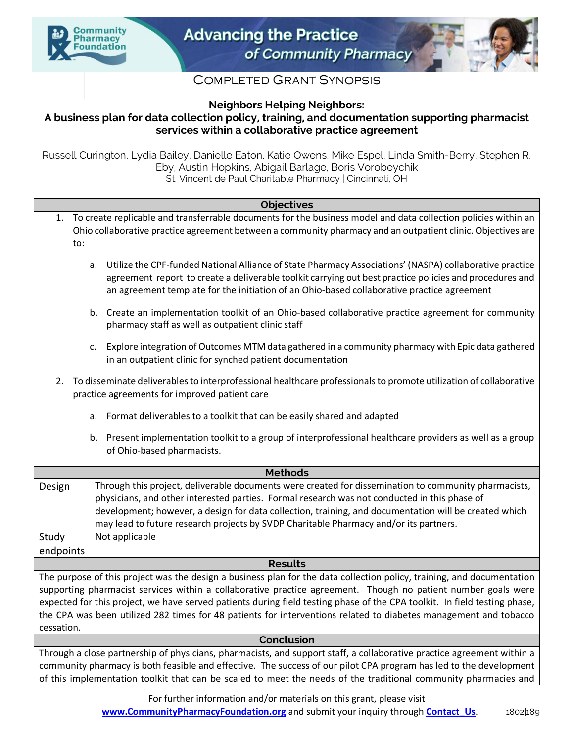# Completed Grant Synopsis

## Neighbors Helping Neighbors: A business plan for data collection policy, training, and documentation supporting pharmacist services within a collaborative practice agreement

Russell Curington, Lydia Bailey, Danielle Eaton, Katie Owens, Mike Espel, Linda Smith-Berry, Stephen R. Eby, Austin Hopkins, Abigail Barlage, Boris Vorobeychik

St. Vincent de Paul Charitable Pharmacy | Cincinnati, OH

### Objectives

1. To create replicable and transferrable documents for the business model and data collection policies within an Ohio collaborative practice agreement between a community pharmacy and an outpatient clinic. Objectives are to:
   a. Utilize the CPF-funded National Alliance of State Pharmacy Associations' (NASPA) collaborative practice agreement report to create a deliverable toolkit carrying out best practice policies and procedures and an agreement template for the initiation of an Ohio-based collaborative practice agreement
   b. Create an implementation toolkit of an Ohio-based collaborative practice agreement for community pharmacy staff as well as outpatient clinic staff
   c. Explore integration of Outcomes MTM data gathered in a community pharmacy with Epic data gathered in an outpatient clinic for synched patient documentation
2. To disseminate deliverables to interprofessional healthcare professionals to promote utilization of collaborative practice agreements for improved patient care
   a. Format deliverables to a toolkit that can be easily shared and adapted
   b. Present implementation toolkit to a group of interprofessional healthcare providers as well as a group of Ohio-based pharmacists.

### Methods

| | |
|---|---|
| Design | Through this project, deliverable documents were created for dissemination to community pharmacists, physicians, and other interested parties. Formal research was not conducted in this phase of development; however, a design for data collection, training, and documentation will be created which may lead to future research projects by SVDP Charitable Pharmacy and/or its partners. |
| Study endpoints | Not applicable |

### Results

The purpose of this project was the design a business plan for the data collection policy, training, and documentation supporting pharmacist services within a collaborative practice agreement. Though no patient number goals were expected for this project, we have served patients during field testing phase of the CPA toolkit. In field testing phase, the CPA was been utilized 282 times for 48 patients for interventions related to diabetes management and tobacco cessation.

### Conclusion

Through a close partnership of physicians, pharmacists, and support staff, a collaborative practice agreement within a community pharmacy is both feasible and effective. The success of our pilot CPA program has led to the development of this implementation toolkit that can be scaled to meet the needs of the traditional community pharmacies and

For further information and/or materials on this grant, please visit **www.CommunityPharmacyFoundation.org** and submit your inquiry through **Contact Us**.

1802|189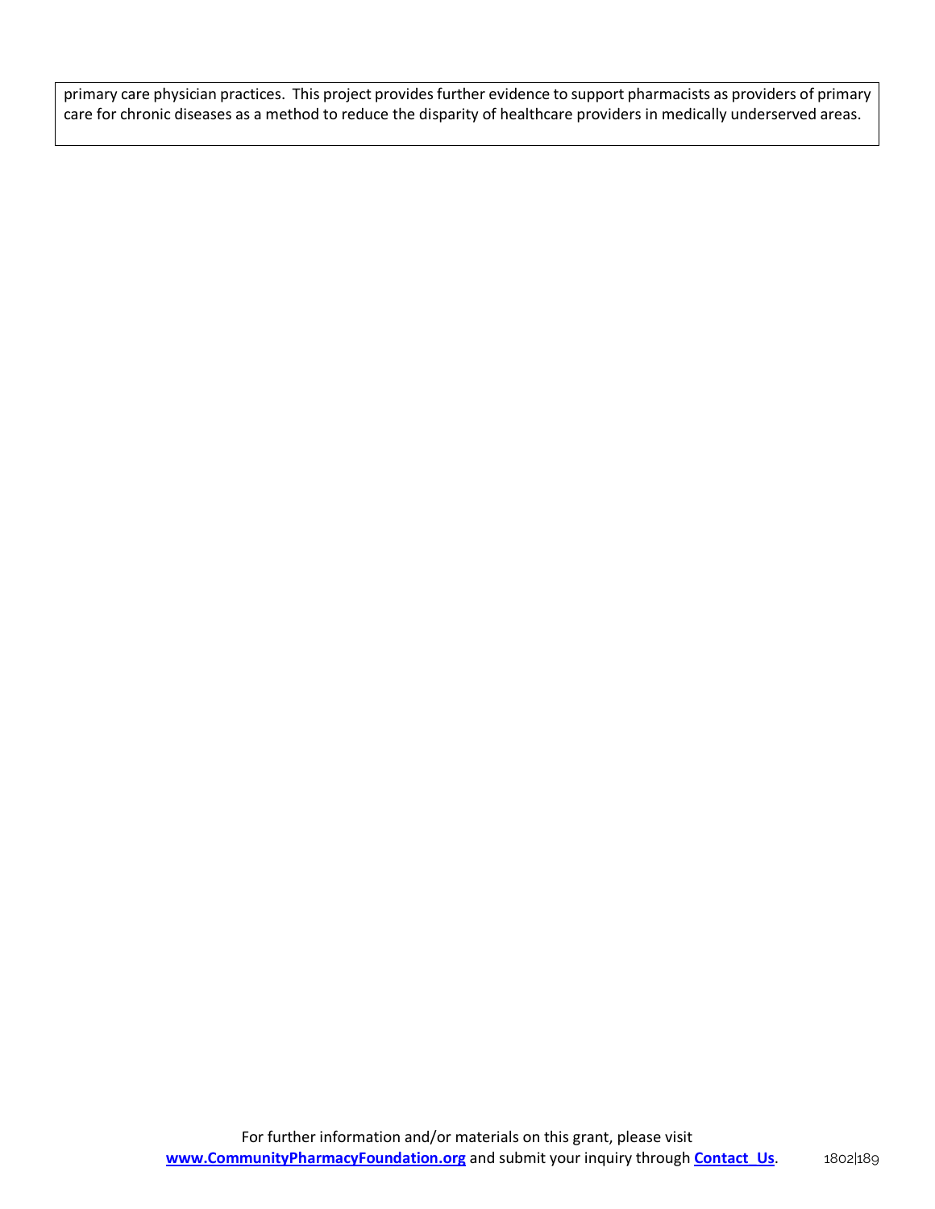primary care physician practices. This project provides further evidence to support pharmacists as providers of primary care for chronic diseases as a method to reduce the disparity of healthcare providers in medically underserved areas.

For further information and/or materials on this grant, please visit **www.CommunityPharmacyFoundation.org** and submit your inquiry through **Contact Us**.